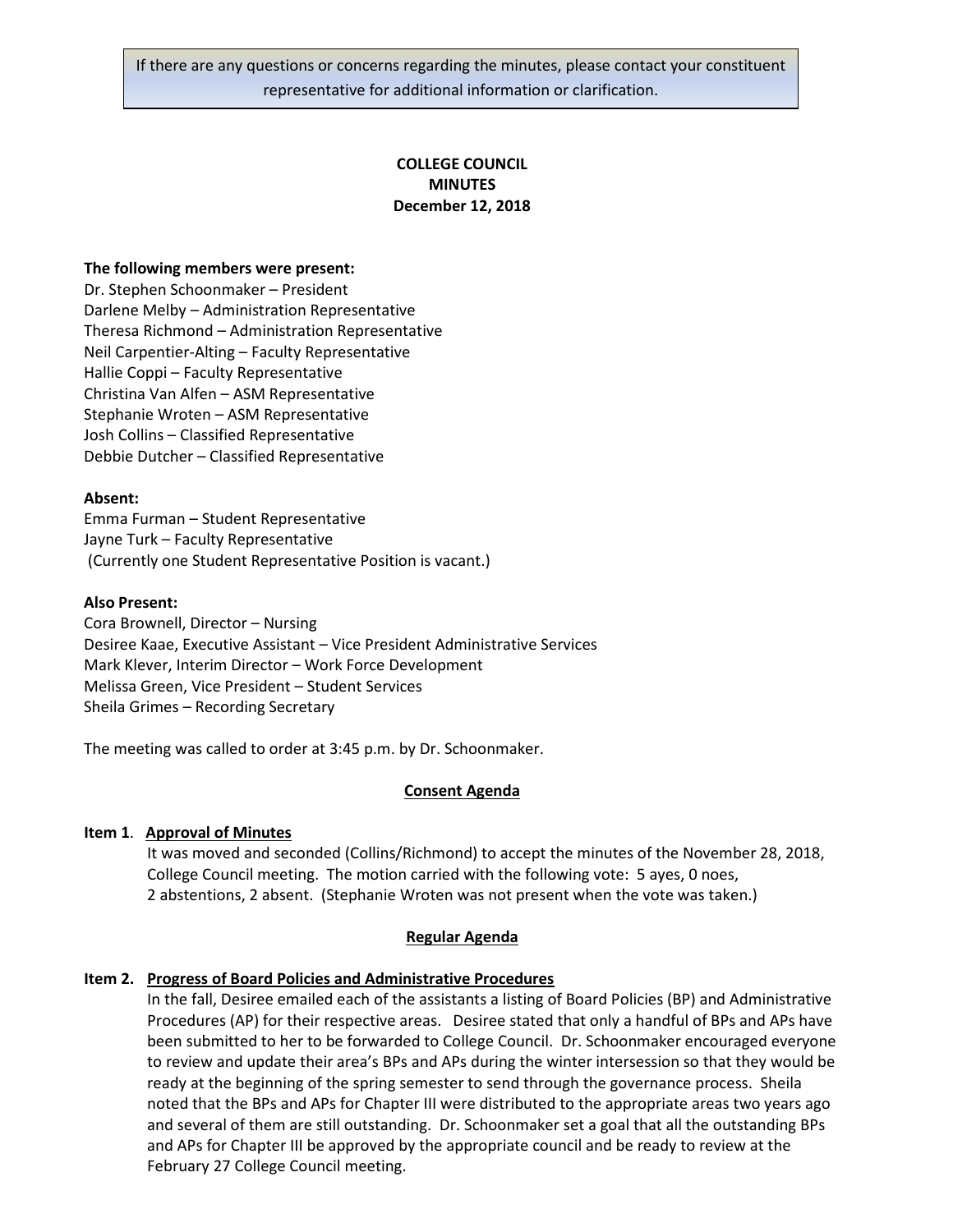If there are any questions or concerns regarding the minutes, please contact your constituent representative for additional information or clarification.

**COLLEGE COUNCIL**
**MINUTES**
**December 12, 2018**

**The following members were present:**
Dr. Stephen Schoonmaker – President
Darlene Melby – Administration Representative
Theresa Richmond – Administration Representative
Neil Carpentier-Alting – Faculty Representative
Hallie Coppi – Faculty Representative
Christina Van Alfen – ASM Representative
Stephanie Wroten – ASM Representative
Josh Collins – Classified Representative
Debbie Dutcher – Classified Representative

**Absent:**
Emma Furman – Student Representative
Jayne Turk – Faculty Representative
(Currently one Student Representative Position is vacant.)

**Also Present:**
Cora Brownell, Director – Nursing
Desiree Kaae, Executive Assistant – Vice President Administrative Services
Mark Klever, Interim Director – Work Force Development
Melissa Green, Vice President – Student Services
Sheila Grimes – Recording Secretary

The meeting was called to order at 3:45 p.m. by Dr. Schoonmaker.

**Consent Agenda**

**Item 1. Approval of Minutes**

It was moved and seconded (Collins/Richmond) to accept the minutes of the November 28, 2018, College Council meeting. The motion carried with the following vote: 5 ayes, 0 noes, 2 abstentions, 2 absent. (Stephanie Wroten was not present when the vote was taken.)

**Regular Agenda**

**Item 2. Progress of Board Policies and Administrative Procedures**

In the fall, Desiree emailed each of the assistants a listing of Board Policies (BP) and Administrative Procedures (AP) for their respective areas. Desiree stated that only a handful of BPs and APs have been submitted to her to be forwarded to College Council. Dr. Schoonmaker encouraged everyone to review and update their area's BPs and APs during the winter intersession so that they would be ready at the beginning of the spring semester to send through the governance process. Sheila noted that the BPs and APs for Chapter III were distributed to the appropriate areas two years ago and several of them are still outstanding. Dr. Schoonmaker set a goal that all the outstanding BPs and APs for Chapter III be approved by the appropriate council and be ready to review at the February 27 College Council meeting.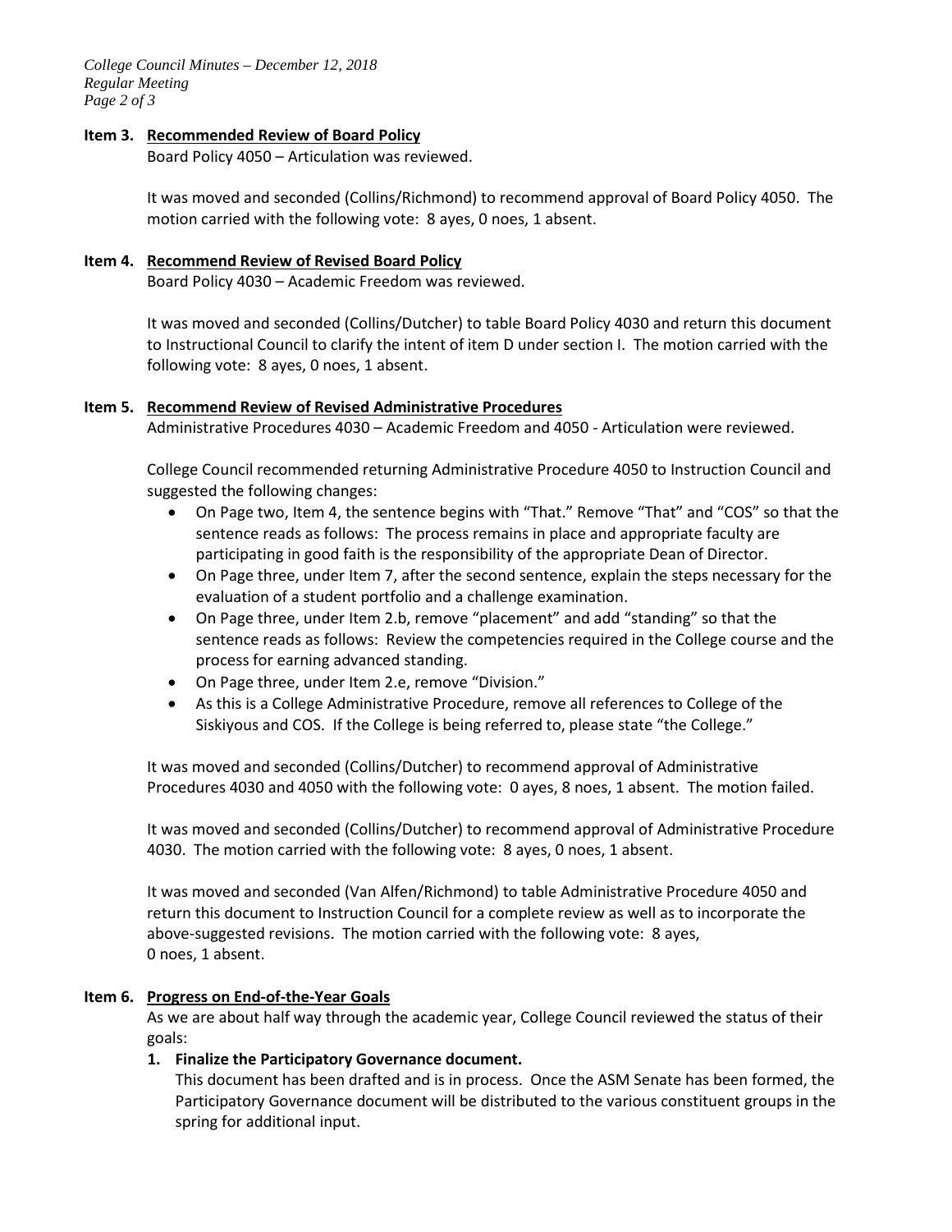**Item 3. Recommended Review of Board Policy**

Board Policy 4050 – Articulation was reviewed.

It was moved and seconded (Collins/Richmond) to recommend approval of Board Policy 4050. The motion carried with the following vote: 8 ayes, 0 noes, 1 absent.

**Item 4. Recommend Review of Revised Board Policy**

Board Policy 4030 – Academic Freedom was reviewed.

It was moved and seconded (Collins/Dutcher) to table Board Policy 4030 and return this document to Instructional Council to clarify the intent of item D under section I. The motion carried with the following vote: 8 ayes, 0 noes, 1 absent.

**Item 5. Recommend Review of Revised Administrative Procedures**

Administrative Procedures 4030 – Academic Freedom and 4050 - Articulation were reviewed.

College Council recommended returning Administrative Procedure 4050 to Instruction Council and suggested the following changes:

- On Page two, Item 4, the sentence begins with "That." Remove "That" and "COS" so that the sentence reads as follows: The process remains in place and appropriate faculty are participating in good faith is the responsibility of the appropriate Dean of Director.
- On Page three, under Item 7, after the second sentence, explain the steps necessary for the evaluation of a student portfolio and a challenge examination.
- On Page three, under Item 2.b, remove "placement" and add "standing" so that the sentence reads as follows: Review the competencies required in the College course and the process for earning advanced standing.
- On Page three, under Item 2.e, remove "Division."
- As this is a College Administrative Procedure, remove all references to College of the Siskiyous and COS. If the College is being referred to, please state "the College."

It was moved and seconded (Collins/Dutcher) to recommend approval of Administrative Procedures 4030 and 4050 with the following vote: 0 ayes, 8 noes, 1 absent. The motion failed.

It was moved and seconded (Collins/Dutcher) to recommend approval of Administrative Procedure 4030. The motion carried with the following vote: 8 ayes, 0 noes, 1 absent.

It was moved and seconded (Van Alfen/Richmond) to table Administrative Procedure 4050 and return this document to Instruction Council for a complete review as well as to incorporate the above-suggested revisions. The motion carried with the following vote: 8 ayes, 0 noes, 1 absent.

**Item 6. Progress on End-of-the-Year Goals**

As we are about half way through the academic year, College Council reviewed the status of their goals:

1. **Finalize the Participatory Governance document.**
   This document has been drafted and is in process. Once the ASM Senate has been formed, the Participatory Governance document will be distributed to the various constituent groups in the spring for additional input.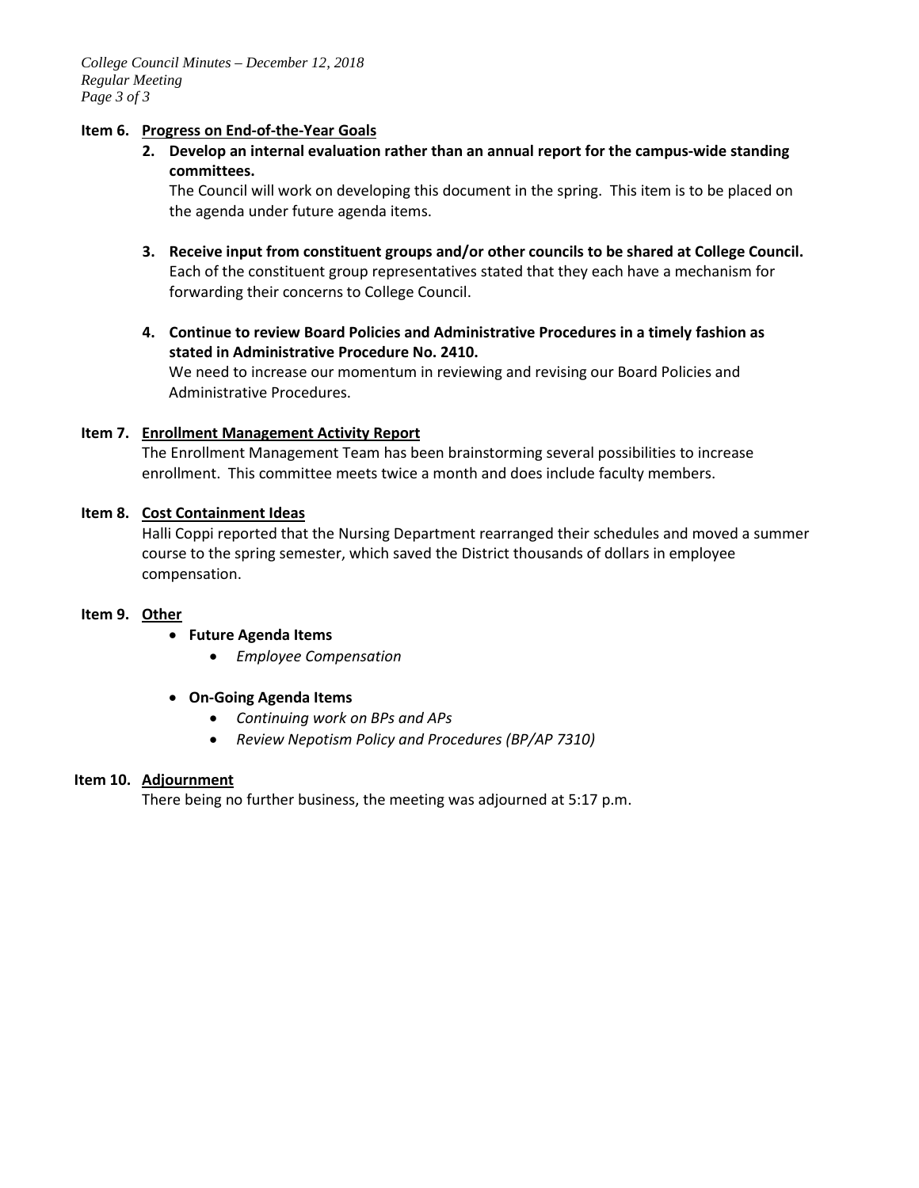**Item 6. <u>Progress on End-of-the-Year Goals</u>**

2. **Develop an internal evaluation rather than an annual report for the campus-wide standing committees.**
   The Council will work on developing this document in the spring. This item is to be placed on the agenda under future agenda items.

3. **Receive input from constituent groups and/or other councils to be shared at College Council.**
   Each of the constituent group representatives stated that they each have a mechanism for forwarding their concerns to College Council.

4. **Continue to review Board Policies and Administrative Procedures in a timely fashion as stated in Administrative Procedure No. 2410.**
   We need to increase our momentum in reviewing and revising our Board Policies and Administrative Procedures.

**Item 7. <u>Enrollment Management Activity Report</u>**

The Enrollment Management Team has been brainstorming several possibilities to increase enrollment. This committee meets twice a month and does include faculty members.

**Item 8. <u>Cost Containment Ideas</u>**

Halli Coppi reported that the Nursing Department rearranged their schedules and moved a summer course to the spring semester, which saved the District thousands of dollars in employee compensation.

**Item 9. <u>Other</u>**

- **Future Agenda Items**
  - *Employee Compensation*
- **On-Going Agenda Items**
  - *Continuing work on BPs and APs*
  - *Review Nepotism Policy and Procedures (BP/AP 7310)*

**Item 10. <u>Adjournment</u>**

There being no further business, the meeting was adjourned at 5:17 p.m.